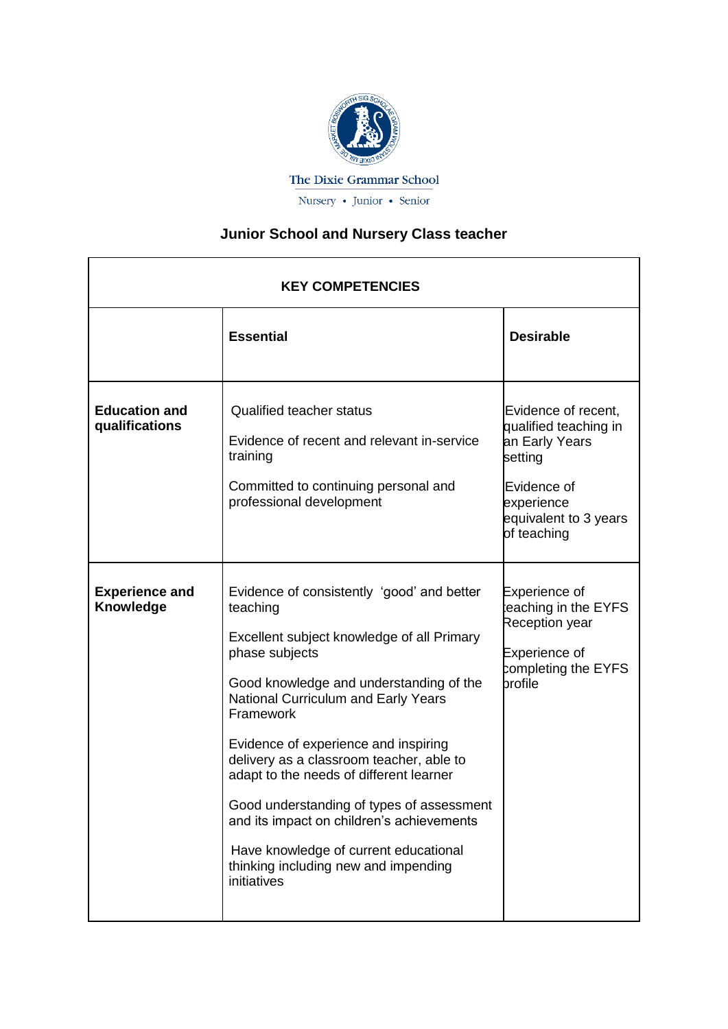The Dixie Grammar School

Nursery • Junior • Senior

# Junior School and Nursery Class teacher

| KEY COMPETENCIES | | |
|---|---|---|
| | **Essential** | **Desirable** |
| **Education and qualifications** | Qualified teacher status<br><br>Evidence of recent and relevant in-service training<br><br>Committed to continuing personal and professional development | Evidence of recent, qualified teaching in an Early Years setting<br><br>Evidence of experience equivalent to 3 years of teaching |
| **Experience and Knowledge** | Evidence of consistently 'good' and better teaching<br><br>Excellent subject knowledge of all Primary phase subjects<br><br>Good knowledge and understanding of the National Curriculum and Early Years Framework<br><br>Evidence of experience and inspiring delivery as a classroom teacher, able to adapt to the needs of different learner<br><br>Good understanding of types of assessment and its impact on children's achievements<br><br>Have knowledge of current educational thinking including new and impending initiatives | Experience of teaching in the EYFS Reception year<br><br>Experience of completing the EYFS profile |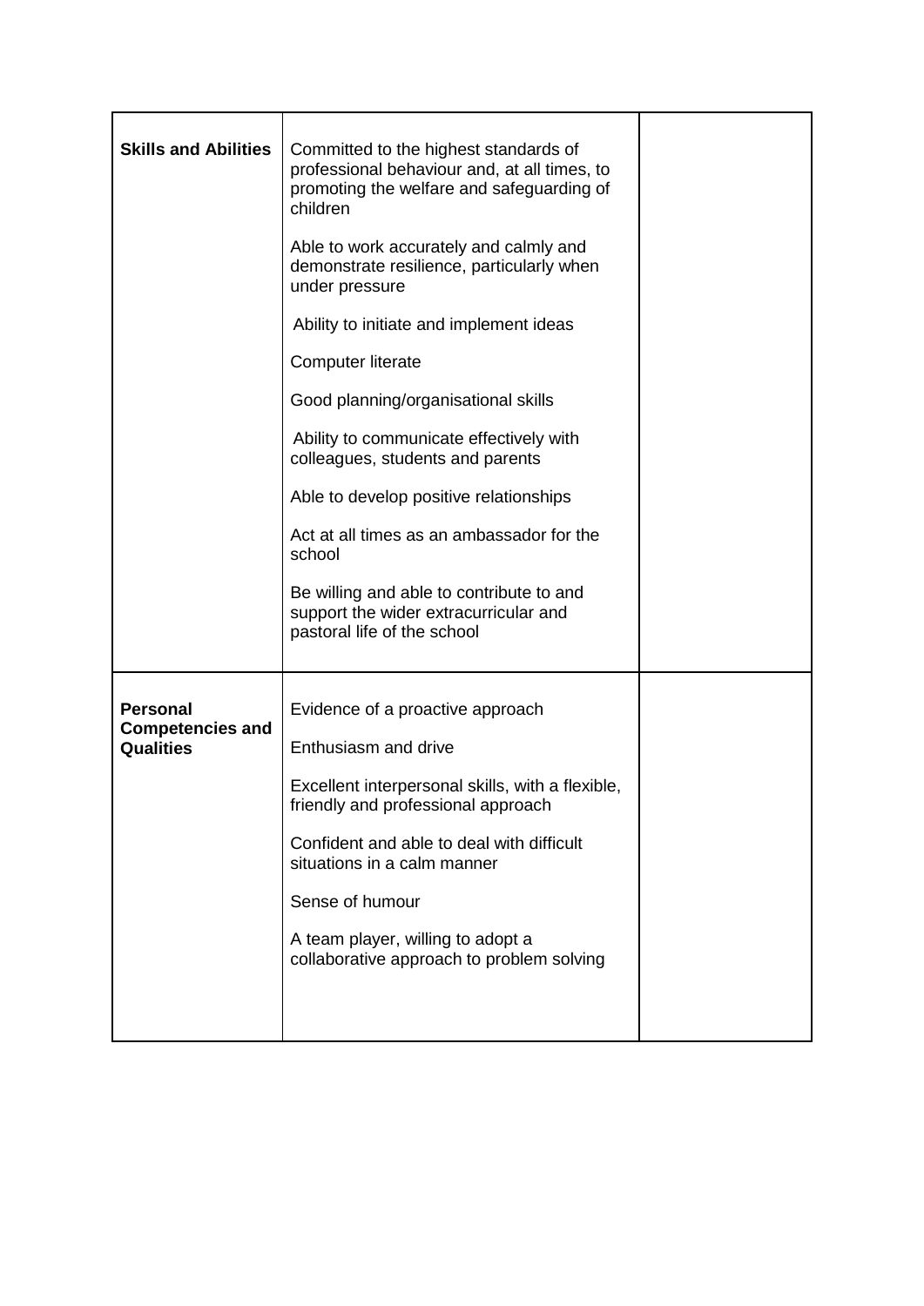| | | |
|---|---|---|
| **Skills and Abilities** | Committed to the highest standards of professional behaviour and, at all times, to promoting the welfare and safeguarding of children<br><br>Able to work accurately and calmly and demonstrate resilience, particularly when under pressure<br><br>Ability to initiate and implement ideas<br><br>Computer literate<br><br>Good planning/organisational skills<br><br>Ability to communicate effectively with colleagues, students and parents<br><br>Able to develop positive relationships<br><br>Act at all times as an ambassador for the school<br><br>Be willing and able to contribute to and support the wider extracurricular and pastoral life of the school | |
| **Personal Competencies and Qualities** | Evidence of a proactive approach<br><br>Enthusiasm and drive<br><br>Excellent interpersonal skills, with a flexible, friendly and professional approach<br><br>Confident and able to deal with difficult situations in a calm manner<br><br>Sense of humour<br><br>A team player, willing to adopt a collaborative approach to problem solving | |